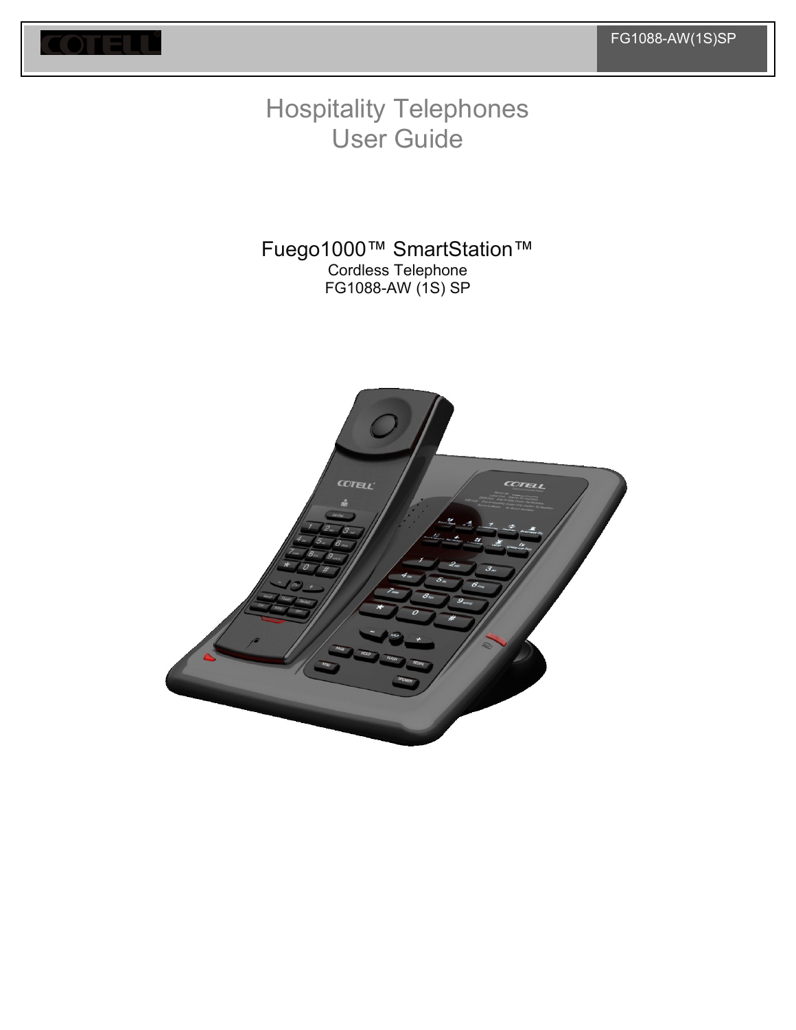COTELL

FG1088-AW(1S)SP

# Hospitality Telephones
# User Guide

## Fuego1000™ SmartStation™

Cordless Telephone

FG1088-AW (1S) SP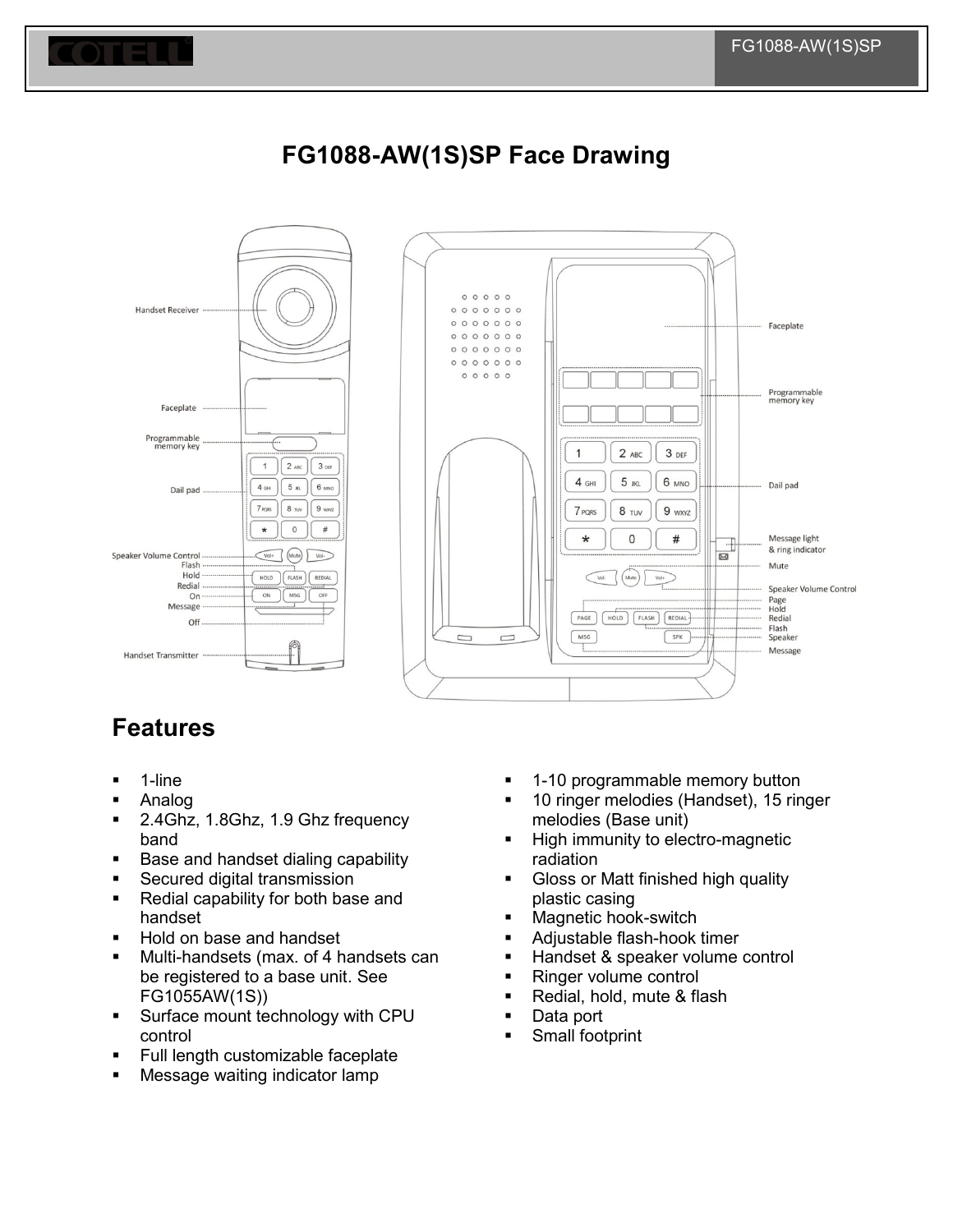# FG1088-AW(1S)SP Face Drawing

Handset Receiver

Faceplate

Programmable memory key

Dail pad

Speaker Volume Control

Flash

Hold

Redial

On

Message

Off

Handset Transmitter

Faceplate

Programmable memory key

Dail pad

Message light & ring indicator

Mute

Speaker Volume Control

Page

Hold

Redial

Flash

Speaker

Message

## Features

- 1-line
- Analog
- 2.4Ghz, 1.8Ghz, 1.9 Ghz frequency band
- Base and handset dialing capability
- Secured digital transmission
- Redial capability for both base and handset
- Hold on base and handset
- Multi-handsets (max. of 4 handsets can be registered to a base unit. See FG1055AW(1S))
- Surface mount technology with CPU control
- Full length customizable faceplate
- Message waiting indicator lamp
- 1-10 programmable memory button
- 10 ringer melodies (Handset), 15 ringer melodies (Base unit)
- High immunity to electro-magnetic radiation
- Gloss or Matt finished high quality plastic casing
- Magnetic hook-switch
- Adjustable flash-hook timer
- Handset & speaker volume control
- Ringer volume control
- Redial, hold, mute & flash
- Data port
- Small footprint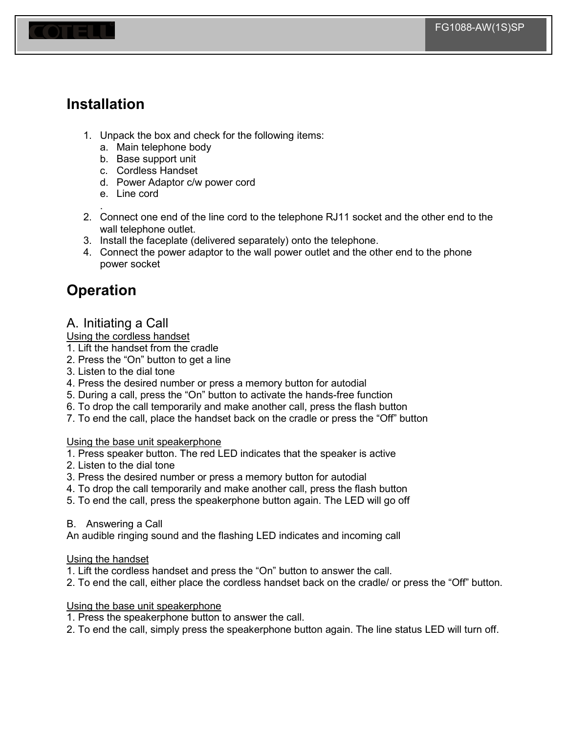## Installation

1. Unpack the box and check for the following items:
   a. Main telephone body
   b. Base support unit
   c. Cordless Handset
   d. Power Adaptor c/w power cord
   e. Line cord
   .
2. Connect one end of the line cord to the telephone RJ11 socket and the other end to the wall telephone outlet.
3. Install the faceplate (delivered separately) onto the telephone.
4. Connect the power adaptor to the wall power outlet and the other end to the phone power socket

## Operation

### A. Initiating a Call

<u>Using the cordless handset</u>

1. Lift the handset from the cradle
2. Press the “On” button to get a line
3. Listen to the dial tone
4. Press the desired number or press a memory button for autodial
5. During a call, press the “On” button to activate the hands-free function
6. To drop the call temporarily and make another call, press the flash button
7. To end the call, place the handset back on the cradle or press the “Off” button

<u>Using the base unit speakerphone</u>

1. Press speaker button. The red LED indicates that the speaker is active
2. Listen to the dial tone
3. Press the desired number or press a memory button for autodial
4. To drop the call temporarily and make another call, press the flash button
5. To end the call, press the speakerphone button again. The LED will go off

B. Answering a Call

An audible ringing sound and the flashing LED indicates and incoming call

<u>Using the handset</u>

1. Lift the cordless handset and press the “On” button to answer the call.
2. To end the call, either place the cordless handset back on the cradle/ or press the “Off” button.

<u>Using the base unit speakerphone</u>

1. Press the speakerphone button to answer the call.
2. To end the call, simply press the speakerphone button again. The line status LED will turn off.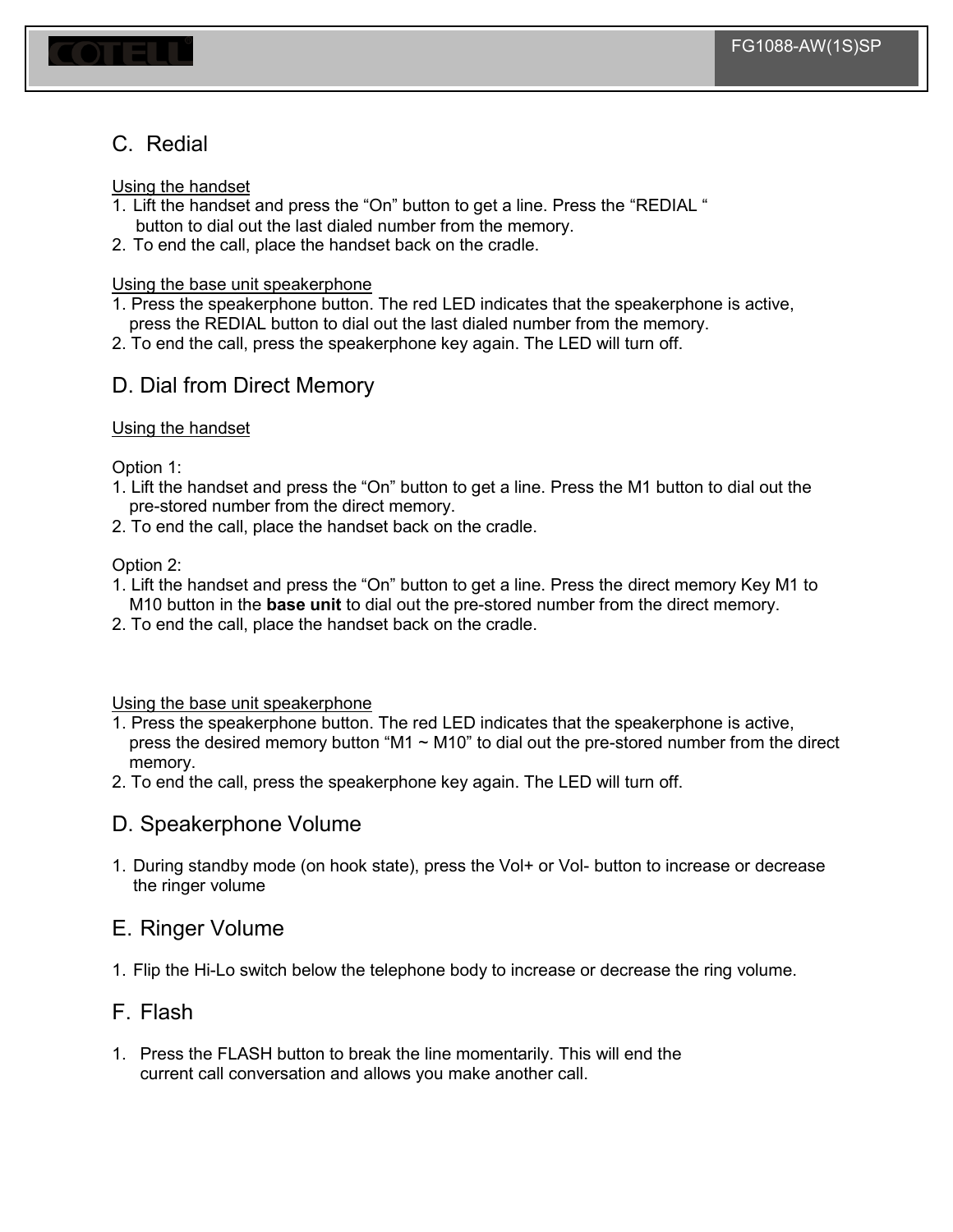## C. Redial

Using the handset

1. Lift the handset and press the “On” button to get a line. Press the “REDIAL “ button to dial out the last dialed number from the memory.
2. To end the call, place the handset back on the cradle.

Using the base unit speakerphone

1. Press the speakerphone button. The red LED indicates that the speakerphone is active, press the REDIAL button to dial out the last dialed number from the memory.
2. To end the call, press the speakerphone key again. The LED will turn off.

## D. Dial from Direct Memory

Using the handset

Option 1:

1. Lift the handset and press the “On” button to get a line. Press the M1 button to dial out the pre-stored number from the direct memory.
2. To end the call, place the handset back on the cradle.

Option 2:

1. Lift the handset and press the “On” button to get a line. Press the direct memory Key M1 to M10 button in the **base unit** to dial out the pre-stored number from the direct memory.
2. To end the call, place the handset back on the cradle.

Using the base unit speakerphone

1. Press the speakerphone button. The red LED indicates that the speakerphone is active, press the desired memory button “M1 ~ M10” to dial out the pre-stored number from the direct memory.
2. To end the call, press the speakerphone key again. The LED will turn off.

## D. Speakerphone Volume

1. During standby mode (on hook state), press the Vol+ or Vol- button to increase or decrease the ringer volume

## E. Ringer Volume

1. Flip the Hi-Lo switch below the telephone body to increase or decrease the ring volume.

## F. Flash

1. Press the FLASH button to break the line momentarily. This will end the current call conversation and allows you make another call.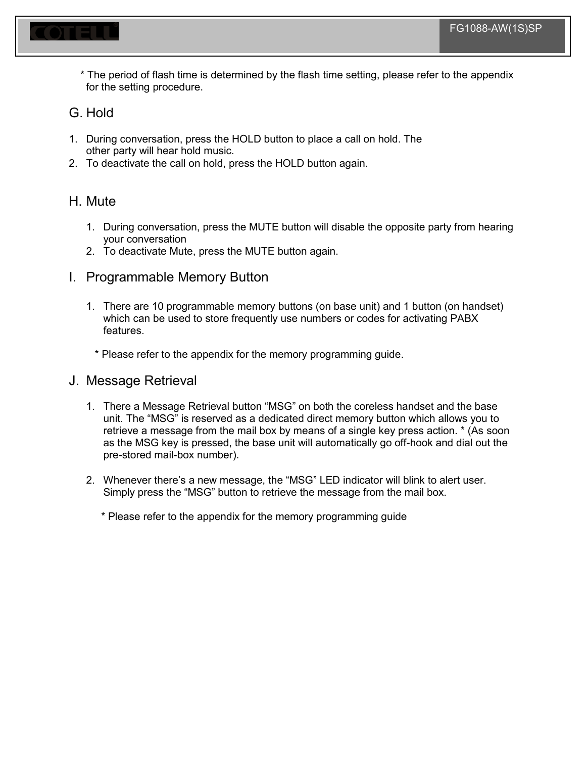* The period of flash time is determined by the flash time setting, please refer to the appendix for the setting procedure.

## G. Hold

1. During conversation, press the HOLD button to place a call on hold. The other party will hear hold music.
2. To deactivate the call on hold, press the HOLD button again.

## H. Mute

1. During conversation, press the MUTE button will disable the opposite party from hearing your conversation
2. To deactivate Mute, press the MUTE button again.

## I. Programmable Memory Button

1. There are 10 programmable memory buttons (on base unit) and 1 button (on handset) which can be used to store frequently use numbers or codes for activating PABX features.

   * Please refer to the appendix for the memory programming guide.

## J. Message Retrieval

1. There a Message Retrieval button “MSG” on both the coreless handset and the base unit. The “MSG” is reserved as a dedicated direct memory button which allows you to retrieve a message from the mail box by means of a single key press action. * (As soon as the MSG key is pressed, the base unit will automatically go off-hook and dial out the pre-stored mail-box number).

2. Whenever there’s a new message, the “MSG” LED indicator will blink to alert user. Simply press the “MSG” button to retrieve the message from the mail box.

   * Please refer to the appendix for the memory programming guide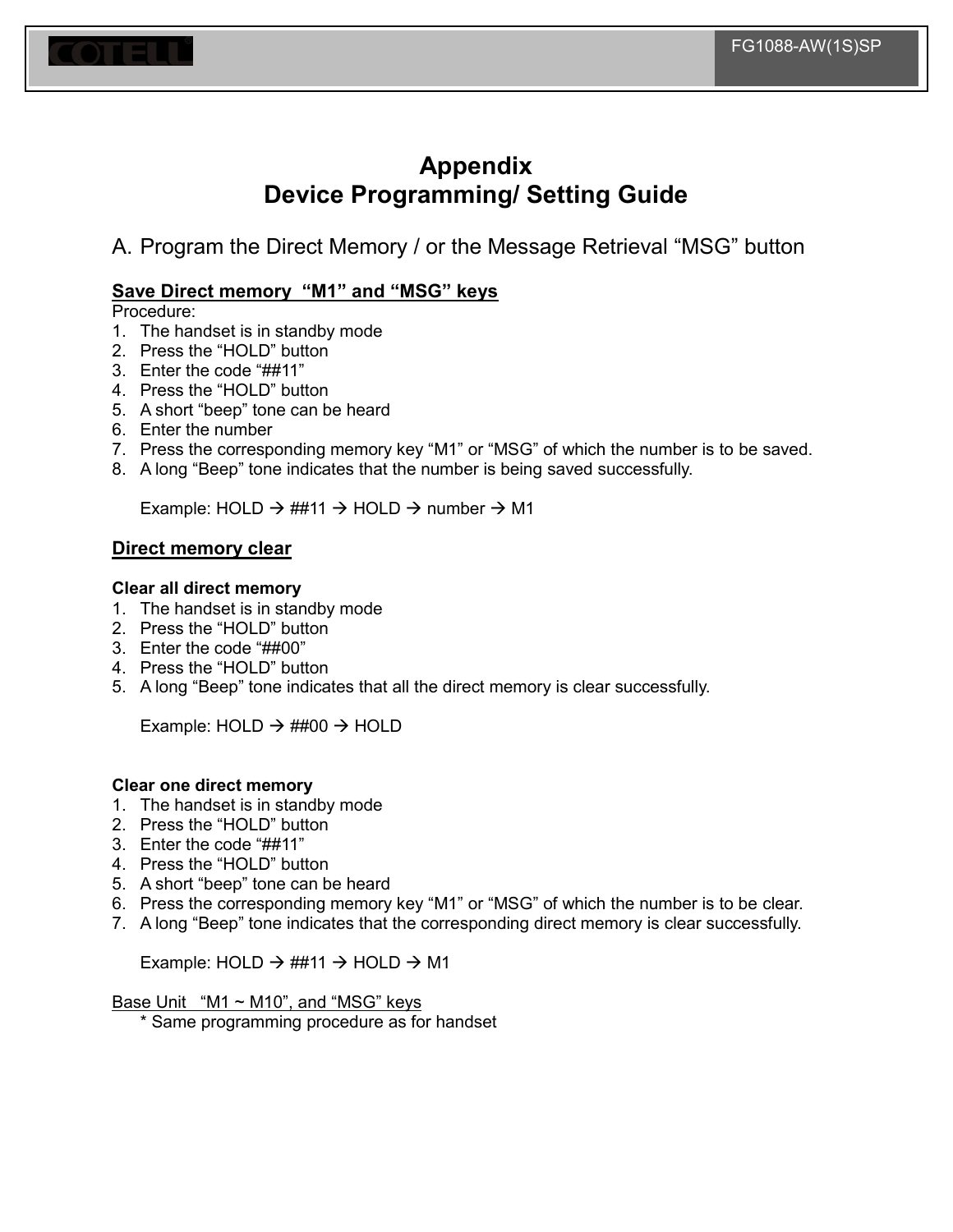# Appendix
# Device Programming/ Setting Guide

## A. Program the Direct Memory / or the Message Retrieval "MSG" button

### Save Direct memory "M1" and "MSG" keys

Procedure:

1. The handset is in standby mode
2. Press the "HOLD" button
3. Enter the code "##11"
4. Press the "HOLD" button
5. A short "beep" tone can be heard
6. Enter the number
7. Press the corresponding memory key "M1" or "MSG" of which the number is to be saved.
8. A long "Beep" tone indicates that the number is being saved successfully.

   Example: HOLD → ##11 → HOLD → number → M1

### Direct memory clear

**Clear all direct memory**

1. The handset is in standby mode
2. Press the "HOLD" button
3. Enter the code "##00"
4. Press the "HOLD" button
5. A long "Beep" tone indicates that all the direct memory is clear successfully.

   Example: HOLD → ##00 → HOLD

**Clear one direct memory**

1. The handset is in standby mode
2. Press the "HOLD" button
3. Enter the code "##11"
4. Press the "HOLD" button
5. A short "beep" tone can be heard
6. Press the corresponding memory key "M1" or "MSG" of which the number is to be clear.
7. A long "Beep" tone indicates that the corresponding direct memory is clear successfully.

   Example: HOLD → ##11 → HOLD → M1

Base Unit "M1 ~ M10", and "MSG" keys

   * Same programming procedure as for handset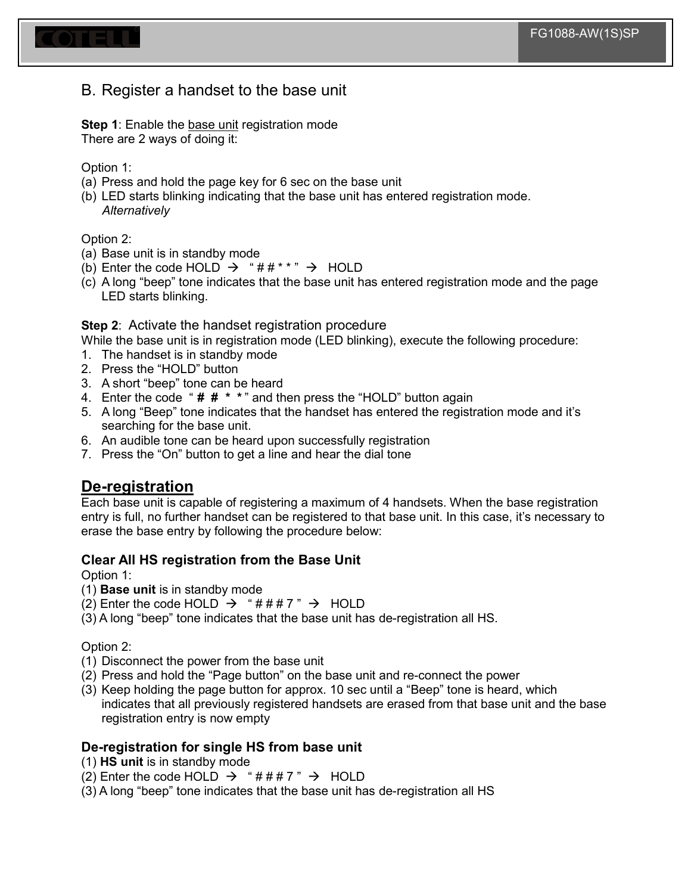## B. Register a handset to the base unit

**Step 1**: Enable the base unit registration mode
There are 2 ways of doing it:

Option 1:

(a) Press and hold the page key for 6 sec on the base unit
(b) LED starts blinking indicating that the base unit has entered registration mode.
*Alternatively*

Option 2:

(a) Base unit is in standby mode
(b) Enter the code HOLD → " # # * * " → HOLD
(c) A long "beep" tone indicates that the base unit has entered registration mode and the page LED starts blinking.

**Step 2**: Activate the handset registration procedure
While the base unit is in registration mode (LED blinking), execute the following procedure:

1. The handset is in standby mode
2. Press the "HOLD" button
3. A short "beep" tone can be heard
4. Enter the code " **# # * *** " and then press the "HOLD" button again
5. A long "Beep" tone indicates that the handset has entered the registration mode and it's searching for the base unit.
6. An audible tone can be heard upon successfully registration
7. Press the "On" button to get a line and hear the dial tone

## De-registration

Each base unit is capable of registering a maximum of 4 handsets. When the base registration entry is full, no further handset can be registered to that base unit. In this case, it's necessary to erase the base entry by following the procedure below:

### Clear All HS registration from the Base Unit

Option 1:

(1) **Base unit** is in standby mode
(2) Enter the code HOLD → " # # # 7 " → HOLD
(3) A long "beep" tone indicates that the base unit has de-registration all HS.

Option 2:

(1) Disconnect the power from the base unit
(2) Press and hold the "Page button" on the base unit and re-connect the power
(3) Keep holding the page button for approx. 10 sec until a "Beep" tone is heard, which indicates that all previously registered handsets are erased from that base unit and the base registration entry is now empty

### De-registration for single HS from base unit

(1) **HS unit** is in standby mode
(2) Enter the code HOLD → " # # # 7 " → HOLD
(3) A long "beep" tone indicates that the base unit has de-registration all HS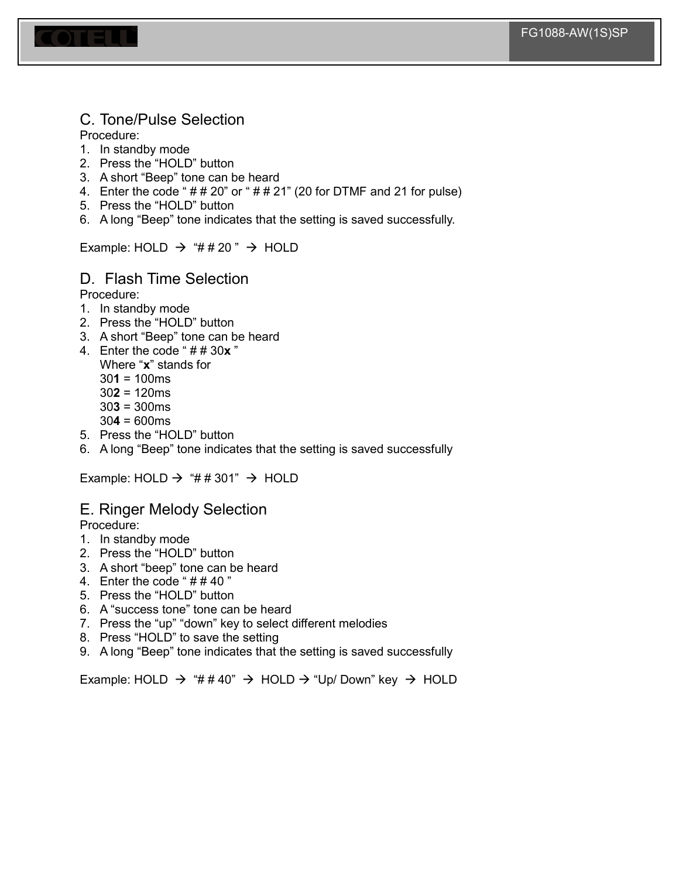## C. Tone/Pulse Selection

Procedure:

1. In standby mode
2. Press the “HOLD” button
3. A short “Beep” tone can be heard
4. Enter the code “ # # 20” or “ # # 21” (20 for DTMF and 21 for pulse)
5. Press the “HOLD” button
6. A long “Beep” tone indicates that the setting is saved successfully.

Example: HOLD → “# # 20 ” → HOLD

## D. Flash Time Selection

Procedure:

1. In standby mode
2. Press the “HOLD” button
3. A short “Beep” tone can be heard
4. Enter the code “ # # 30**x** ”
   Where “**x**” stands for
   30**1** = 100ms
   30**2** = 120ms
   30**3** = 300ms
   30**4** = 600ms
5. Press the “HOLD” button
6. A long “Beep” tone indicates that the setting is saved successfully

Example: HOLD → “# # 301” → HOLD

## E. Ringer Melody Selection

Procedure:

1. In standby mode
2. Press the “HOLD” button
3. A short “beep” tone can be heard
4. Enter the code “ # # 40 ”
5. Press the “HOLD” button
6. A “success tone” tone can be heard
7. Press the “up” “down” key to select different melodies
8. Press “HOLD” to save the setting
9. A long “Beep” tone indicates that the setting is saved successfully

Example: HOLD → “# # 40” → HOLD → “Up/ Down” key → HOLD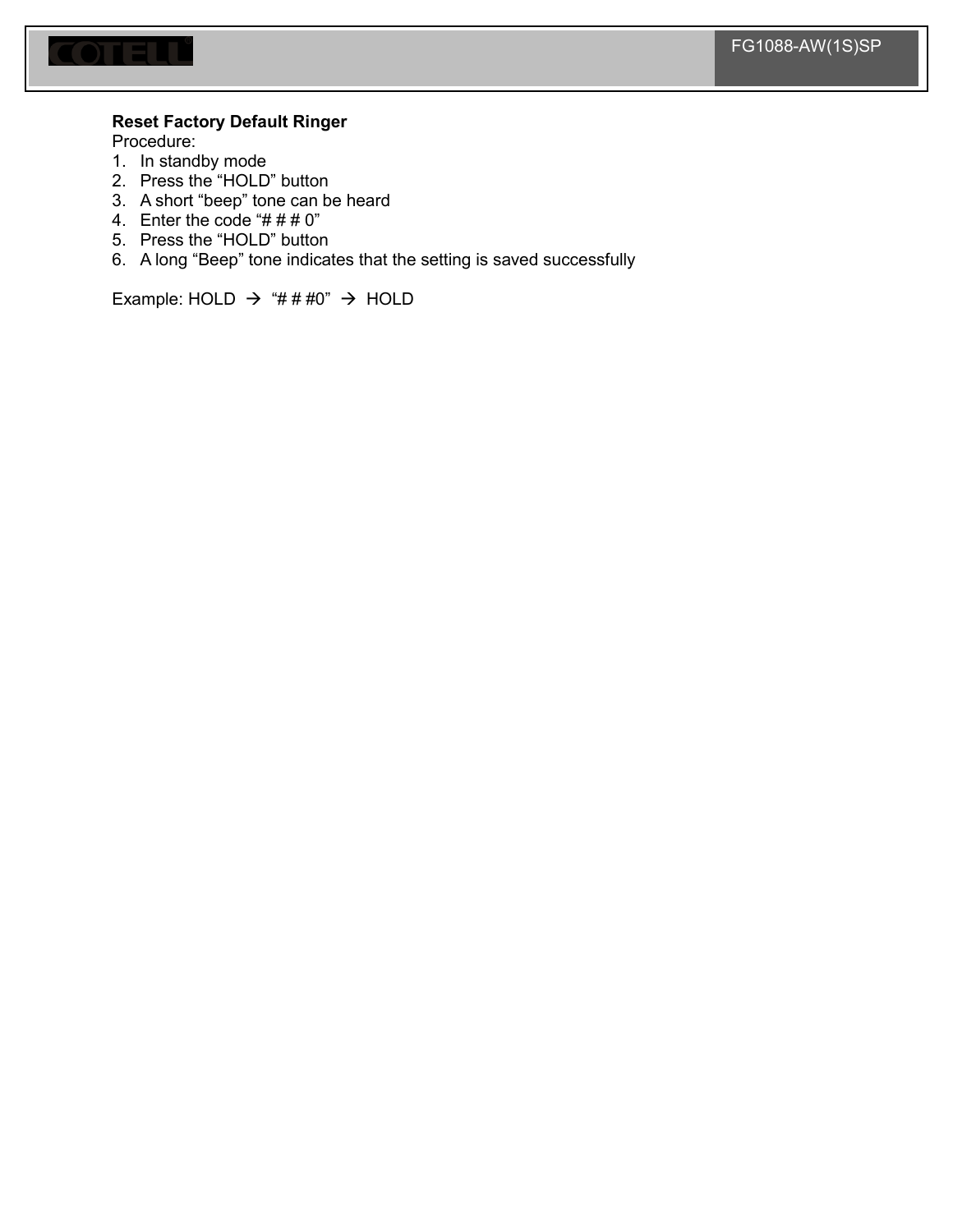**Reset Factory Default Ringer**

Procedure:

1. In standby mode
2. Press the "HOLD" button
3. A short "beep" tone can be heard
4. Enter the code "# # # 0"
5. Press the "HOLD" button
6. A long "Beep" tone indicates that the setting is saved successfully

Example: HOLD → "# # #0" → HOLD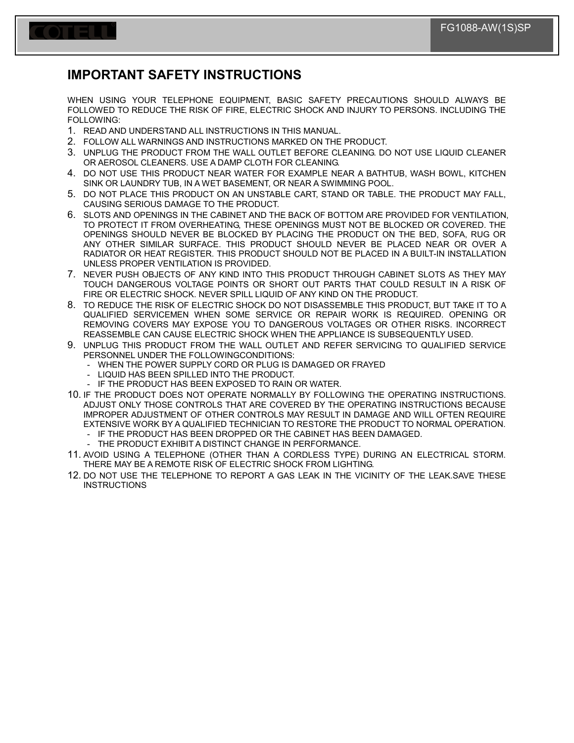# IMPORTANT SAFETY INSTRUCTIONS

WHEN USING YOUR TELEPHONE EQUIPMENT, BASIC SAFETY PRECAUTIONS SHOULD ALWAYS BE FOLLOWED TO REDUCE THE RISK OF FIRE, ELECTRIC SHOCK AND INJURY TO PERSONS. INCLUDING THE FOLLOWING:

1. READ AND UNDERSTAND ALL INSTRUCTIONS IN THIS MANUAL.
2. FOLLOW ALL WARNINGS AND INSTRUCTIONS MARKED ON THE PRODUCT.
3. UNPLUG THE PRODUCT FROM THE WALL OUTLET BEFORE CLEANING. DO NOT USE LIQUID CLEANER OR AEROSOL CLEANERS. USE A DAMP CLOTH FOR CLEANING.
4. DO NOT USE THIS PRODUCT NEAR WATER FOR EXAMPLE NEAR A BATHTUB, WASH BOWL, KITCHEN SINK OR LAUNDRY TUB, IN A WET BASEMENT, OR NEAR A SWIMMING POOL.
5. DO NOT PLACE THIS PRODUCT ON AN UNSTABLE CART, STAND OR TABLE. THE PRODUCT MAY FALL, CAUSING SERIOUS DAMAGE TO THE PRODUCT.
6. SLOTS AND OPENINGS IN THE CABINET AND THE BACK OF BOTTOM ARE PROVIDED FOR VENTILATION, TO PROTECT IT FROM OVERHEATING, THESE OPENINGS MUST NOT BE BLOCKED OR COVERED. THE OPENINGS SHOULD NEVER BE BLOCKED BY PLACING THE PRODUCT ON THE BED, SOFA, RUG OR ANY OTHER SIMILAR SURFACE. THIS PRODUCT SHOULD NEVER BE PLACED NEAR OR OVER A RADIATOR OR HEAT REGISTER. THIS PRODUCT SHOULD NOT BE PLACED IN A BUILT-IN INSTALLATION UNLESS PROPER VENTILATION IS PROVIDED.
7. NEVER PUSH OBJECTS OF ANY KIND INTO THIS PRODUCT THROUGH CABINET SLOTS AS THEY MAY TOUCH DANGEROUS VOLTAGE POINTS OR SHORT OUT PARTS THAT COULD RESULT IN A RISK OF FIRE OR ELECTRIC SHOCK. NEVER SPILL LIQUID OF ANY KIND ON THE PRODUCT.
8. TO REDUCE THE RISK OF ELECTRIC SHOCK DO NOT DISASSEMBLE THIS PRODUCT, BUT TAKE IT TO A QUALIFIED SERVICEMEN WHEN SOME SERVICE OR REPAIR WORK IS REQUIRED. OPENING OR REMOVING COVERS MAY EXPOSE YOU TO DANGEROUS VOLTAGES OR OTHER RISKS. INCORRECT REASSEMBLE CAN CAUSE ELECTRIC SHOCK WHEN THE APPLIANCE IS SUBSEQUENTLY USED.
9. UNPLUG THIS PRODUCT FROM THE WALL OUTLET AND REFER SERVICING TO QUALIFIED SERVICE PERSONNEL UNDER THE FOLLOWINGCONDITIONS:
   - WHEN THE POWER SUPPLY CORD OR PLUG IS DAMAGED OR FRAYED
   - LIQUID HAS BEEN SPILLED INTO THE PRODUCT.
   - IF THE PRODUCT HAS BEEN EXPOSED TO RAIN OR WATER.
10. IF THE PRODUCT DOES NOT OPERATE NORMALLY BY FOLLOWING THE OPERATING INSTRUCTIONS. ADJUST ONLY THOSE CONTROLS THAT ARE COVERED BY THE OPERATING INSTRUCTIONS BECAUSE IMPROPER ADJUSTMENT OF OTHER CONTROLS MAY RESULT IN DAMAGE AND WILL OFTEN REQUIRE EXTENSIVE WORK BY A QUALIFIED TECHNICIAN TO RESTORE THE PRODUCT TO NORMAL OPERATION.
    - IF THE PRODUCT HAS BEEN DROPPED OR THE CABINET HAS BEEN DAMAGED.
    - THE PRODUCT EXHIBIT A DISTINCT CHANGE IN PERFORMANCE.
11. AVOID USING A TELEPHONE (OTHER THAN A CORDLESS TYPE) DURING AN ELECTRICAL STORM. THERE MAY BE A REMOTE RISK OF ELECTRIC SHOCK FROM LIGHTING.
12. DO NOT USE THE TELEPHONE TO REPORT A GAS LEAK IN THE VICINITY OF THE LEAK.SAVE THESE INSTRUCTIONS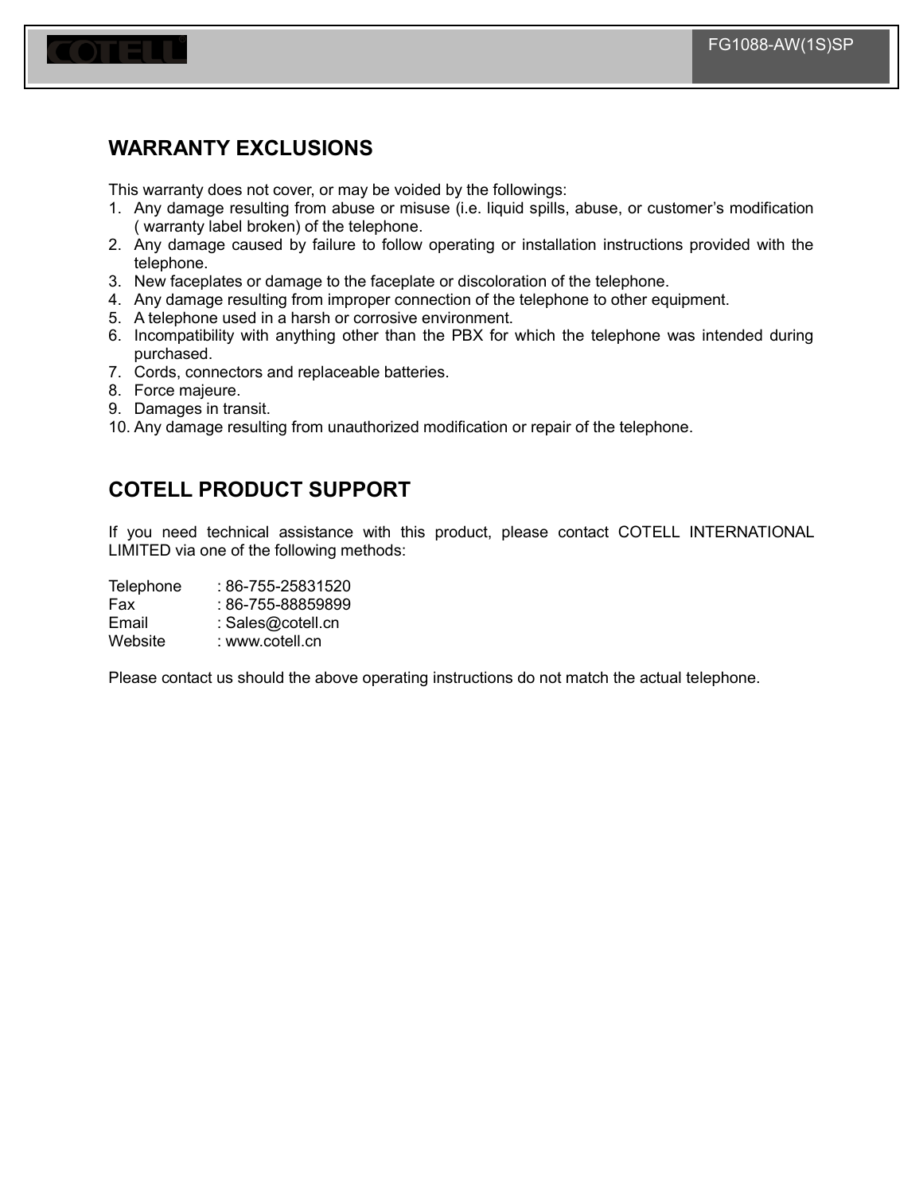## WARRANTY EXCLUSIONS

This warranty does not cover, or may be voided by the followings:

1. Any damage resulting from abuse or misuse (i.e. liquid spills, abuse, or customer's modification ( warranty label broken) of the telephone.
2. Any damage caused by failure to follow operating or installation instructions provided with the telephone.
3. New faceplates or damage to the faceplate or discoloration of the telephone.
4. Any damage resulting from improper connection of the telephone to other equipment.
5. A telephone used in a harsh or corrosive environment.
6. Incompatibility with anything other than the PBX for which the telephone was intended during purchased.
7. Cords, connectors and replaceable batteries.
8. Force majeure.
9. Damages in transit.
10. Any damage resulting from unauthorized modification or repair of the telephone.

## COTELL PRODUCT SUPPORT

If you need technical assistance with this product, please contact COTELL INTERNATIONAL LIMITED via one of the following methods:

Telephone : 86-755-25831520
Fax : 86-755-88859899
Email : Sales@cotell.cn
Website : www.cotell.cn

Please contact us should the above operating instructions do not match the actual telephone.